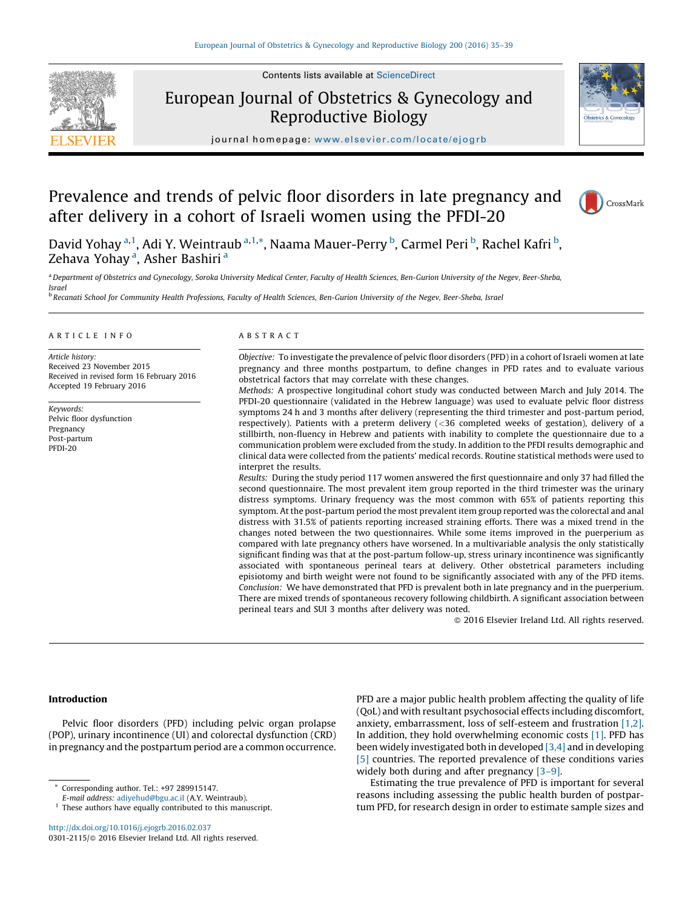# Prevalence and trends of pelvic floor disorders in late pregnancy and after delivery in a cohort of Israeli women using the PFDI-20

David Yohay [a,1], Adi Y. Weintraub [a,1,*], Naama Mauer-Perry [b], Carmel Peri [b], Rachel Kafri [b], Zehava Yohay [a], Asher Bashiri [a]

[a] *Department of Obstetrics and Gynecology, Soroka University Medical Center, Faculty of Health Sciences, Ben-Gurion University of the Negev, Beer-Sheba, Israel*

[b] *Recanati School for Community Health Professions, Faculty of Health Sciences, Ben-Gurion University of the Negev, Beer-Sheba, Israel*

## ARTICLE INFO

*Article history:*
Received 23 November 2015
Received in revised form 16 February 2016
Accepted 19 February 2016

*Keywords:*
Pelvic floor dysfunction
Pregnancy
Post-partum
PFDI-20

## ABSTRACT

*Objective:* To investigate the prevalence of pelvic floor disorders (PFD) in a cohort of Israeli women at late pregnancy and three months postpartum, to define changes in PFD rates and to evaluate various obstetrical factors that may correlate with these changes.

*Methods:* A prospective longitudinal cohort study was conducted between March and July 2014. The PFDI-20 questionnaire (validated in the Hebrew language) was used to evaluate pelvic floor distress symptoms 24 h and 3 months after delivery (representing the third trimester and post-partum period, respectively). Patients with a preterm delivery (<36 completed weeks of gestation), delivery of a stillbirth, non-fluency in Hebrew and patients with inability to complete the questionnaire due to a communication problem were excluded from the study. In addition to the PFDI results demographic and clinical data were collected from the patients' medical records. Routine statistical methods were used to interpret the results.

*Results:* During the study period 117 women answered the first questionnaire and only 37 had filled the second questionnaire. The most prevalent item group reported in the third trimester was the urinary distress symptoms. Urinary frequency was the most common with 65% of patients reporting this symptom. At the post-partum period the most prevalent item group reported was the colorectal and anal distress with 31.5% of patients reporting increased straining efforts. There was a mixed trend in the changes noted between the two questionnaires. While some items improved in the puerperium as compared with late pregnancy others have worsened. In a multivariable analysis the only statistically significant finding was that at the post-partum follow-up, stress urinary incontinence was significantly associated with spontaneous perineal tears at delivery. Other obstetrical parameters including episiotomy and birth weight were not found to be significantly associated with any of the PFD items.

*Conclusion:* We have demonstrated that PFD is prevalent both in late pregnancy and in the puerperium. There are mixed trends of spontaneous recovery following childbirth. A significant association between perineal tears and SUI 3 months after delivery was noted.

© 2016 Elsevier Ireland Ltd. All rights reserved.

## Introduction

Pelvic floor disorders (PFD) including pelvic organ prolapse (POP), urinary incontinence (UI) and colorectal dysfunction (CRD) in pregnancy and the postpartum period are a common occurrence. PFD are a major public health problem affecting the quality of life (QoL) and with resultant psychosocial effects including discomfort, anxiety, embarrassment, loss of self-esteem and frustration [1,2]. In addition, they hold overwhelming economic costs [1]. PFD has been widely investigated both in developed [3,4] and in developing [5] countries. The reported prevalence of these conditions varies widely both during and after pregnancy [3–9].

Estimating the true prevalence of PFD is important for several reasons including assessing the public health burden of postpartum PFD, for research design in order to estimate sample sizes and

* Corresponding author. Tel.: +97 289915147.
*E-mail address:* adiyehud@bgu.ac.il (A.Y. Weintraub).
[1] These authors have equally contributed to this manuscript.

http://dx.doi.org/10.1016/j.ejogrb.2016.02.037
0301-2115/© 2016 Elsevier Ireland Ltd. All rights reserved.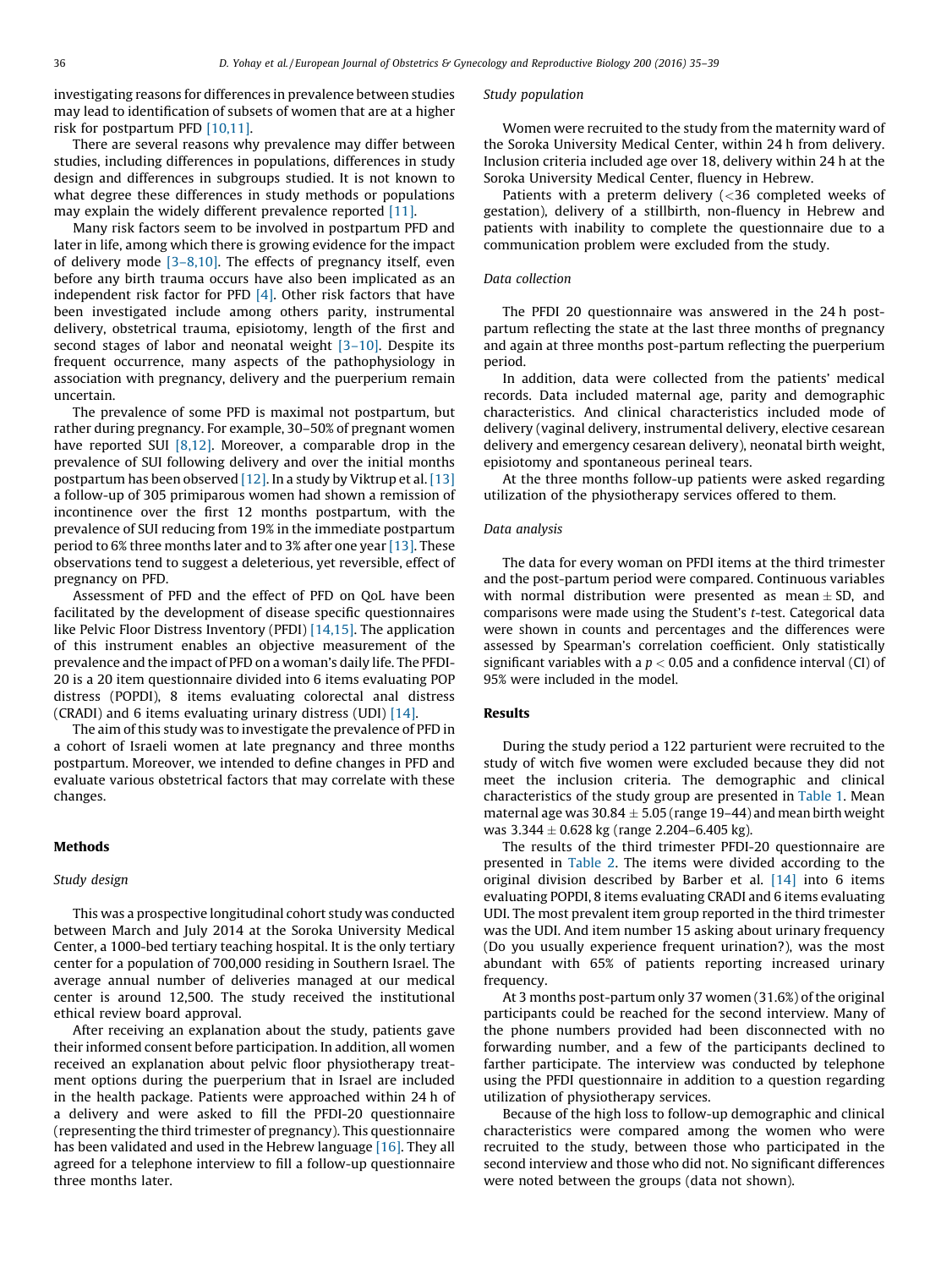investigating reasons for differences in prevalence between studies may lead to identification of subsets of women that are at a higher risk for postpartum PFD [10,11].

There are several reasons why prevalence may differ between studies, including differences in populations, differences in study design and differences in subgroups studied. It is not known to what degree these differences in study methods or populations may explain the widely different prevalence reported [11].

Many risk factors seem to be involved in postpartum PFD and later in life, among which there is growing evidence for the impact of delivery mode [3–8,10]. The effects of pregnancy itself, even before any birth trauma occurs have also been implicated as an independent risk factor for PFD [4]. Other risk factors that have been investigated include among others parity, instrumental delivery, obstetrical trauma, episiotomy, length of the first and second stages of labor and neonatal weight [3–10]. Despite its frequent occurrence, many aspects of the pathophysiology in association with pregnancy, delivery and the puerperium remain uncertain.

The prevalence of some PFD is maximal not postpartum, but rather during pregnancy. For example, 30–50% of pregnant women have reported SUI [8,12]. Moreover, a comparable drop in the prevalence of SUI following delivery and over the initial months postpartum has been observed [12]. In a study by Viktrup et al. [13] a follow-up of 305 primiparous women had shown a remission of incontinence over the first 12 months postpartum, with the prevalence of SUI reducing from 19% in the immediate postpartum period to 6% three months later and to 3% after one year [13]. These observations tend to suggest a deleterious, yet reversible, effect of pregnancy on PFD.

Assessment of PFD and the effect of PFD on QoL have been facilitated by the development of disease specific questionnaires like Pelvic Floor Distress Inventory (PFDI) [14,15]. The application of this instrument enables an objective measurement of the prevalence and the impact of PFD on a woman's daily life. The PFDI-20 is a 20 item questionnaire divided into 6 items evaluating POP distress (POPDI), 8 items evaluating colorectal anal distress (CRADI) and 6 items evaluating urinary distress (UDI) [14].

The aim of this study was to investigate the prevalence of PFD in a cohort of Israeli women at late pregnancy and three months postpartum. Moreover, we intended to define changes in PFD and evaluate various obstetrical factors that may correlate with these changes.

## Methods

### Study design

This was a prospective longitudinal cohort study was conducted between March and July 2014 at the Soroka University Medical Center, a 1000-bed tertiary teaching hospital. It is the only tertiary center for a population of 700,000 residing in Southern Israel. The average annual number of deliveries managed at our medical center is around 12,500. The study received the institutional ethical review board approval.

After receiving an explanation about the study, patients gave their informed consent before participation. In addition, all women received an explanation about pelvic floor physiotherapy treatment options during the puerperium that in Israel are included in the health package. Patients were approached within 24 h of a delivery and were asked to fill the PFDI-20 questionnaire (representing the third trimester of pregnancy). This questionnaire has been validated and used in the Hebrew language [16]. They all agreed for a telephone interview to fill a follow-up questionnaire three months later.

### Study population

Women were recruited to the study from the maternity ward of the Soroka University Medical Center, within 24 h from delivery. Inclusion criteria included age over 18, delivery within 24 h at the Soroka University Medical Center, fluency in Hebrew.

Patients with a preterm delivery (<36 completed weeks of gestation), delivery of a stillbirth, non-fluency in Hebrew and patients with inability to complete the questionnaire due to a communication problem were excluded from the study.

### Data collection

The PFDI 20 questionnaire was answered in the 24 h post-partum reflecting the state at the last three months of pregnancy and again at three months post-partum reflecting the puerperium period.

In addition, data were collected from the patients' medical records. Data included maternal age, parity and demographic characteristics. And clinical characteristics included mode of delivery (vaginal delivery, instrumental delivery, elective cesarean delivery and emergency cesarean delivery), neonatal birth weight, episiotomy and spontaneous perineal tears.

At the three months follow-up patients were asked regarding utilization of the physiotherapy services offered to them.

### Data analysis

The data for every woman on PFDI items at the third trimester and the post-partum period were compared. Continuous variables with normal distribution were presented as mean ± SD, and comparisons were made using the Student's *t*-test. Categorical data were shown in counts and percentages and the differences were assessed by Spearman's correlation coefficient. Only statistically significant variables with a $p < 0.05$ and a confidence interval (CI) of 95% were included in the model.

## Results

During the study period a 122 parturient were recruited to the study of witch five women were excluded because they did not meet the inclusion criteria. The demographic and clinical characteristics of the study group are presented in Table 1. Mean maternal age was 30.84 ± 5.05 (range 19–44) and mean birth weight was 3.344 ± 0.628 kg (range 2.204–6.405 kg).

The results of the third trimester PFDI-20 questionnaire are presented in Table 2. The items were divided according to the original division described by Barber et al. [14] into 6 items evaluating POPDI, 8 items evaluating CRADI and 6 items evaluating UDI. The most prevalent item group reported in the third trimester was the UDI. And item number 15 asking about urinary frequency (Do you usually experience frequent urination?), was the most abundant with 65% of patients reporting increased urinary frequency.

At 3 months post-partum only 37 women (31.6%) of the original participants could be reached for the second interview. Many of the phone numbers provided had been disconnected with no forwarding number, and a few of the participants declined to farther participate. The interview was conducted by telephone using the PFDI questionnaire in addition to a question regarding utilization of physiotherapy services.

Because of the high loss to follow-up demographic and clinical characteristics were compared among the women who were recruited to the study, between those who participated in the second interview and those who did not. No significant differences were noted between the groups (data not shown).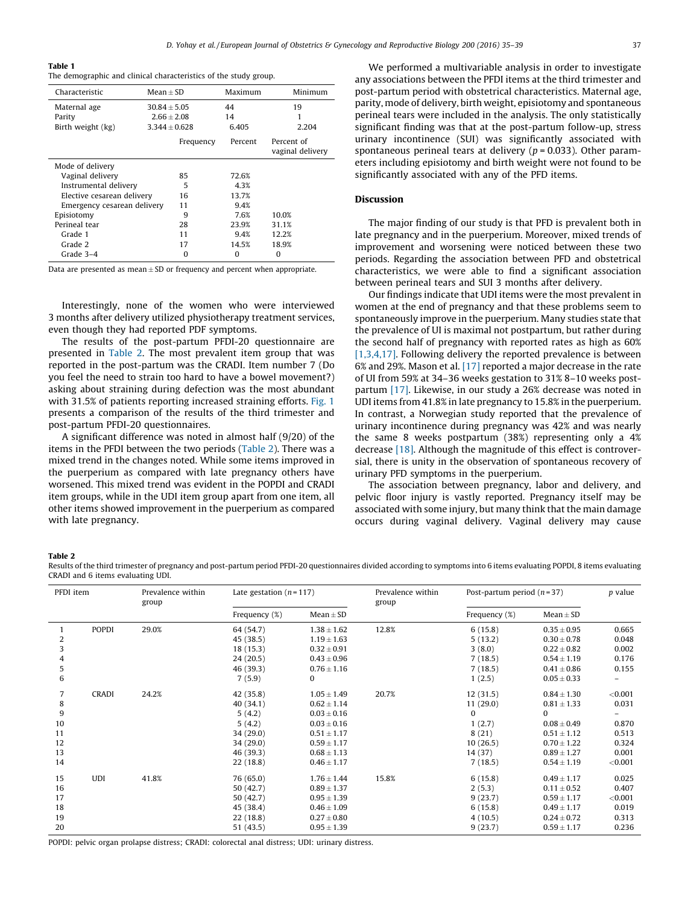**Table 1**
The demographic and clinical characteristics of the study group.

| Characteristic | Mean ± SD | Maximum | Minimum |
|---|---|---|---|
| Maternal age | 30.84 ± 5.05 | 44 | 19 |
| Parity | 2.66 ± 2.08 | 14 | 1 |
| Birth weight (kg) | 3.344 ± 0.628 | 6.405 | 2.204 |
| | Frequency | Percent | Percent of vaginal delivery |
| Mode of delivery | | | |
| Vaginal delivery | 85 | 72.6% | |
| Instrumental delivery | 5 | 4.3% | |
| Elective cesarean delivery | 16 | 13.7% | |
| Emergency cesarean delivery | 11 | 9.4% | |
| Episiotomy | 9 | 7.6% | 10.0% |
| Perineal tear | 28 | 23.9% | 31.1% |
| Grade 1 | 11 | 9.4% | 12.2% |
| Grade 2 | 17 | 14.5% | 18.9% |
| Grade 3–4 | 0 | 0 | 0 |

Data are presented as mean ± SD or frequency and percent when appropriate.

Interestingly, none of the women who were interviewed 3 months after delivery utilized physiotherapy treatment services, even though they had reported PDF symptoms.

The results of the post-partum PFDI-20 questionnaire are presented in Table 2. The most prevalent item group that was reported in the post-partum was the CRADI. Item number 7 (Do you feel the need to strain too hard to have a bowel movement?) asking about straining during defection was the most abundant with 31.5% of patients reporting increased straining efforts. Fig. 1 presents a comparison of the results of the third trimester and post-partum PFDI-20 questionnaires.

A significant difference was noted in almost half (9/20) of the items in the PFDI between the two periods (Table 2). There was a mixed trend in the changes noted. While some items improved in the puerperium as compared with late pregnancy others have worsened. This mixed trend was evident in the POPDI and CRADI item groups, while in the UDI item group apart from one item, all other items showed improvement in the puerperium as compared with late pregnancy.

We performed a multivariable analysis in order to investigate any associations between the PFDI items at the third trimester and post-partum period with obstetrical characteristics. Maternal age, parity, mode of delivery, birth weight, episiotomy and spontaneous perineal tears were included in the analysis. The only statistically significant finding was that at the post-partum follow-up, stress urinary incontinence (SUI) was significantly associated with spontaneous perineal tears at delivery ($p = 0.033$). Other parameters including episiotomy and birth weight were not found to be significantly associated with any of the PFD items.

## Discussion

The major finding of our study is that PFD is prevalent both in late pregnancy and in the puerperium. Moreover, mixed trends of improvement and worsening were noticed between these two periods. Regarding the association between PFD and obstetrical characteristics, we were able to find a significant association between perineal tears and SUI 3 months after delivery.

Our findings indicate that UDI items were the most prevalent in women at the end of pregnancy and that these problems seem to spontaneously improve in the puerperium. Many studies state that the prevalence of UI is maximal not postpartum, but rather during the second half of pregnancy with reported rates as high as 60% [1,3,4,17]. Following delivery the reported prevalence is between 6% and 29%. Mason et al. [17] reported a major decrease in the rate of UI from 59% at 34–36 weeks gestation to 31% 8–10 weeks postpartum [17]. Likewise, in our study a 26% decrease was noted in UDI items from 41.8% in late pregnancy to 15.8% in the puerperium. In contrast, a Norwegian study reported that the prevalence of urinary incontinence during pregnancy was 42% and was nearly the same 8 weeks postpartum (38%) representing only a 4% decrease [18]. Although the magnitude of this effect is controversial, there is unity in the observation of spontaneous recovery of urinary PFD symptoms in the puerperium.

The association between pregnancy, labor and delivery, and pelvic floor injury is vastly reported. Pregnancy itself may be associated with some injury, but many think that the main damage occurs during vaginal delivery. Vaginal delivery may cause

**Table 2**
Results of the third trimester of pregnancy and post-partum period PFDI-20 questionnaires divided according to symptoms into 6 items evaluating POPDI, 8 items evaluating CRADI and 6 items evaluating UDI.

| PFDI item | | Prevalence within group | Late gestation ($n = 117$) | | Prevalence within group | Post-partum period ($n = 37$) | | $p$ value |
|---|---|---|---|---|---|---|---|---|
| | | | Frequency (%) | Mean ± SD | | Frequency (%) | Mean ± SD | |
| 1 | POPDI | 29.0% | 64 (54.7) | 1.38 ± 1.62 | 12.8% | 6 (15.8) | 0.35 ± 0.95 | 0.665 |
| 2 | | | 45 (38.5) | 1.19 ± 1.63 | | 5 (13.2) | 0.30 ± 0.78 | 0.048 |
| 3 | | | 18 (15.3) | 0.32 ± 0.91 | | 3 (8.0) | 0.22 ± 0.82 | 0.002 |
| 4 | | | 24 (20.5) | 0.43 ± 0.96 | | 7 (18.5) | 0.54 ± 1.19 | 0.176 |
| 5 | | | 46 (39.3) | 0.76 ± 1.16 | | 7 (18.5) | 0.41 ± 0.86 | 0.155 |
| 6 | | | 7 (5.9) | 0 | | 1 (2.5) | 0.05 ± 0.33 | – |
| 7 | CRADI | 24.2% | 42 (35.8) | 1.05 ± 1.49 | 20.7% | 12 (31.5) | 0.84 ± 1.30 | <0.001 |
| 8 | | | 40 (34.1) | 0.62 ± 1.14 | | 11 (29.0) | 0.81 ± 1.33 | 0.031 |
| 9 | | | 5 (4.2) | 0.03 ± 0.16 | | 0 | 0 | – |
| 10 | | | 5 (4.2) | 0.03 ± 0.16 | | 1 (2.7) | 0.08 ± 0.49 | 0.870 |
| 11 | | | 34 (29.0) | 0.51 ± 1.17 | | 8 (21) | 0.51 ± 1.12 | 0.513 |
| 12 | | | 34 (29.0) | 0.59 ± 1.17 | | 10 (26.5) | 0.70 ± 1.22 | 0.324 |
| 13 | | | 46 (39.3) | 0.68 ± 1.13 | | 14 (37) | 0.89 ± 1.27 | 0.001 |
| 14 | | | 22 (18.8) | 0.46 ± 1.17 | | 7 (18.5) | 0.54 ± 1.19 | <0.001 |
| 15 | UDI | 41.8% | 76 (65.0) | 1.76 ± 1.44 | 15.8% | 6 (15.8) | 0.49 ± 1.17 | 0.025 |
| 16 | | | 50 (42.7) | 0.89 ± 1.37 | | 2 (5.3) | 0.11 ± 0.52 | 0.407 |
| 17 | | | 50 (42.7) | 0.95 ± 1.39 | | 9 (23.7) | 0.59 ± 1.17 | <0.001 |
| 18 | | | 45 (38.4) | 0.46 ± 1.09 | | 6 (15.8) | 0.49 ± 1.17 | 0.019 |
| 19 | | | 22 (18.8) | 0.27 ± 0.80 | | 4 (10.5) | 0.24 ± 0.72 | 0.313 |
| 20 | | | 51 (43.5) | 0.95 ± 1.39 | | 9 (23.7) | 0.59 ± 1.17 | 0.236 |

POPDI: pelvic organ prolapse distress; CRADI: colorectal anal distress; UDI: urinary distress.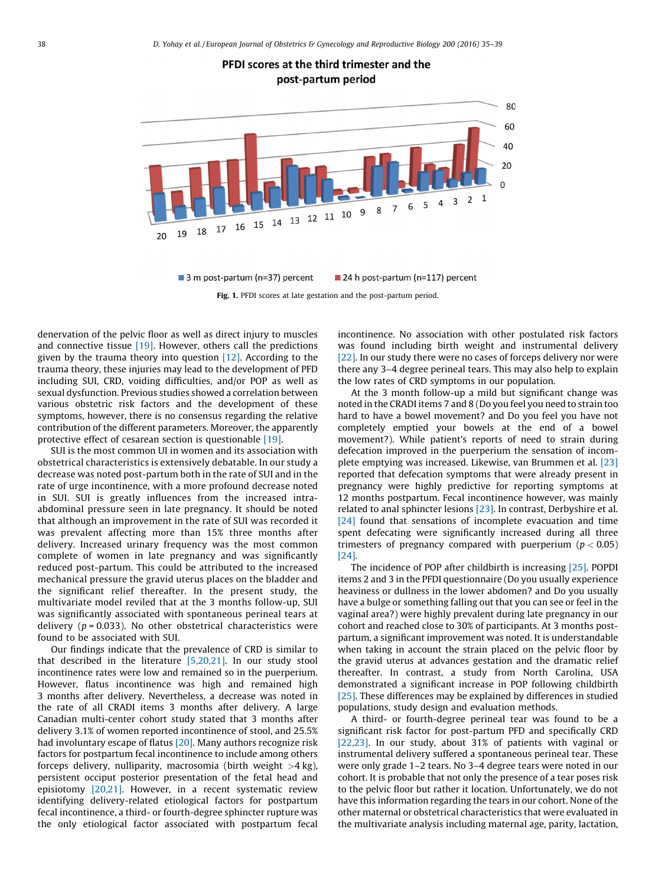**Fig. 1.** PFDI scores at late gestation and the post-partum period.

denervation of the pelvic floor as well as direct injury to muscles and connective tissue [19]. However, others call the predictions given by the trauma theory into question [12]. According to the trauma theory, these injuries may lead to the development of PFD including SUI, CRD, voiding difficulties, and/or POP as well as sexual dysfunction. Previous studies showed a correlation between various obstetric risk factors and the development of these symptoms, however, there is no consensus regarding the relative contribution of the different parameters. Moreover, the apparently protective effect of cesarean section is questionable [19].

SUI is the most common UI in women and its association with obstetrical characteristics is extensively debatable. In our study a decrease was noted post-partum both in the rate of SUI and in the rate of urge incontinence, with a more profound decrease noted in SUI. SUI is greatly influences from the increased intra-abdominal pressure seen in late pregnancy. It should be noted that although an improvement in the rate of SUI was recorded it was prevalent affecting more than 15% three months after delivery. Increased urinary frequency was the most common complete of women in late pregnancy and was significantly reduced post-partum. This could be attributed to the increased mechanical pressure the gravid uterus places on the bladder and the significant relief thereafter. In the present study, the multivariate model reviled that at the 3 months follow-up, SUI was significantly associated with spontaneous perineal tears at delivery ($p = 0.033$). No other obstetrical characteristics were found to be associated with SUI.

Our findings indicate that the prevalence of CRD is similar to that described in the literature [5,20,21]. In our study stool incontinence rates were low and remained so in the puerperium. However, flatus incontinence was high and remained high 3 months after delivery. Nevertheless, a decrease was noted in the rate of all CRADI items 3 months after delivery. A large Canadian multi-center cohort study stated that 3 months after delivery 3.1% of women reported incontinence of stool, and 25.5% had involuntary escape of flatus [20]. Many authors recognize risk factors for postpartum fecal incontinence to include among others forceps delivery, nulliparity, macrosomia (birth weight >4 kg), persistent occiput posterior presentation of the fetal head and episiotomy [20,21]. However, in a recent systematic review identifying delivery-related etiological factors for postpartum fecal incontinence, a third- or fourth-degree sphincter rupture was the only etiological factor associated with postpartum fecal incontinence. No association with other postulated risk factors was found including birth weight and instrumental delivery [22]. In our study there were no cases of forceps delivery nor were there any 3–4 degree perineal tears. This may also help to explain the low rates of CRD symptoms in our population.

At the 3 month follow-up a mild but significant change was noted in the CRADI items 7 and 8 (Do you feel you need to strain too hard to have a bowel movement? and Do you feel you have not completely emptied your bowels at the end of a bowel movement?). While patient's reports of need to strain during defecation improved in the puerperium the sensation of incomplete emptying was increased. Likewise, van Brummen et al. [23] reported that defecation symptoms that were already present in pregnancy were highly predictive for reporting symptoms at 12 months postpartum. Fecal incontinence however, was mainly related to anal sphincter lesions [23]. In contrast, Derbyshire et al. [24] found that sensations of incomplete evacuation and time spent defecating were significantly increased during all three trimesters of pregnancy compared with puerperium ($p < 0.05$) [24].

The incidence of POP after childbirth is increasing [25]. POPDI items 2 and 3 in the PFDI questionnaire (Do you usually experience heaviness or dullness in the lower abdomen? and Do you usually have a bulge or something falling out that you can see or feel in the vaginal area?) were highly prevalent during late pregnancy in our cohort and reached close to 30% of participants. At 3 months post-partum, a significant improvement was noted. It is understandable when taking in account the strain placed on the pelvic floor by the gravid uterus at advances gestation and the dramatic relief thereafter. In contrast, a study from North Carolina, USA demonstrated a significant increase in POP following childbirth [25]. These differences may be explained by differences in studied populations, study design and evaluation methods.

A third- or fourth-degree perineal tear was found to be a significant risk factor for post-partum PFD and specifically CRD [22,23]. In our study, about 31% of patients with vaginal or instrumental delivery suffered a spontaneous perineal tear. These were only grade 1–2 tears. No 3–4 degree tears were noted in our cohort. It is probable that not only the presence of a tear poses risk to the pelvic floor but rather it location. Unfortunately, we do not have this information regarding the tears in our cohort. None of the other maternal or obstetrical characteristics that were evaluated in the multivariate analysis including maternal age, parity, lactation,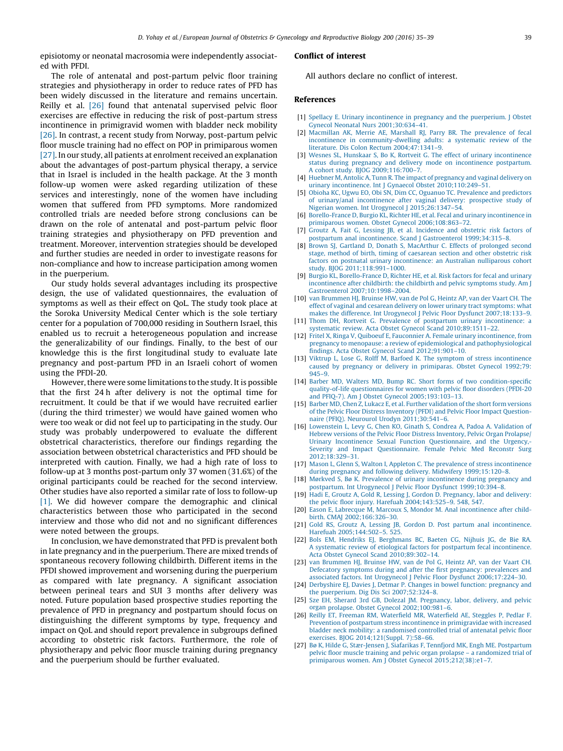episiotomy or neonatal macrosomia were independently associated with PFDI.

The role of antenatal and post-partum pelvic floor training strategies and physiotherapy in order to reduce rates of PFD has been widely discussed in the literature and remains uncertain. Reilly et al. [26] found that antenatal supervised pelvic floor exercises are effective in reducing the risk of post-partum stress incontinence in primigravid women with bladder neck mobility [26]. In contrast, a recent study from Norway, post-partum pelvic floor muscle training had no effect on POP in primiparous women [27]. In our study, all patients at enrolment received an explanation about the advantages of post-partum physical therapy, a service that in Israel is included in the health package. At the 3 month follow-up women were asked regarding utilization of these services and interestingly, none of the women have including women that suffered from PFD symptoms. More randomized controlled trials are needed before strong conclusions can be drawn on the role of antenatal and post-partum pelvic floor training strategies and physiotherapy on PFD prevention and treatment. Moreover, intervention strategies should be developed and further studies are needed in order to investigate reasons for non-compliance and how to increase participation among women in the puerperium.

Our study holds several advantages including its prospective design, the use of validated questionnaires, the evaluation of symptoms as well as their effect on QoL. The study took place at the Soroka University Medical Center which is the sole tertiary center for a population of 700,000 residing in Southern Israel, this enabled us to recruit a heterogeneous population and increase the generalizability of our findings. Finally, to the best of our knowledge this is the first longitudinal study to evaluate late pregnancy and post-partum PFD in an Israeli cohort of women using the PFDI-20.

However, there were some limitations to the study. It is possible that the first 24 h after delivery is not the optimal time for recruitment. It could be that if we would have recruited earlier (during the third trimester) we would have gained women who were too weak or did not feel up to participating in the study. Our study was probably underpowered to evaluate the different obstetrical characteristics, therefore our findings regarding the association between obstetrical characteristics and PFD should be interpreted with caution. Finally, we had a high rate of loss to follow-up at 3 months post-partum only 37 women (31.6%) of the original participants could be reached for the second interview. Other studies have also reported a similar rate of loss to follow-up [1]. We did however compare the demographic and clinical characteristics between those who participated in the second interview and those who did not and no significant differences were noted between the groups.

In conclusion, we have demonstrated that PFD is prevalent both in late pregnancy and in the puerperium. There are mixed trends of spontaneous recovery following childbirth. Different items in the PFDI showed improvement and worsening during the puerperium as compared with late pregnancy. A significant association between perineal tears and SUI 3 months after delivery was noted. Future population based prospective studies reporting the prevalence of PFD in pregnancy and postpartum should focus on distinguishing the different symptoms by type, frequency and impact on QoL and should report prevalence in subgroups defined according to obstetric risk factors. Furthermore, the role of physiotherapy and pelvic floor muscle training during pregnancy and the puerperium should be further evaluated.

## Conflict of interest

All authors declare no conflict of interest.

## References

[1] Spellacy E. Urinary incontinence in pregnancy and the puerperium. J Obstet Gynecol Neonatal Nurs 2001;30:634–41.

[2] Macmillan AK, Merrie AE, Marshall RJ, Parry BR. The prevalence of fecal incontinence in community-dwelling adults: a systematic review of the literature. Dis Colon Rectum 2004;47:1341–9.

[3] Wesnes SL, Hunskaar S, Bo K, Rortveit G. The effect of urinary incontinence status during pregnancy and delivery mode on incontinence postpartum. A cohort study. BJOG 2009;116:700–7.

[4] Huebner M, Antolic A, Tunn R. The impact of pregnancy and vaginal delivery on urinary incontinence. Int J Gynaecol Obstet 2010;110:249–51.

[5] Obioha KC, Ugwu EO, Obi SN, Dim CC, Oguanuo TC. Prevalence and predictors of urinary/anal incontinence after vaginal delivery: prospective study of Nigerian women. Int Urogynecol J 2015;26:1347–54.

[6] Borello-France D, Burgio KL, Richter HE, et al. Fecal and urinary incontinence in primiparous women. Obstet Gynecol 2006;108:863–72.

[7] Groutz A, Fait G, Lessing JB, et al. Incidence and obstetric risk factors of postpartum anal incontinence. Scand J Gastroenterol 1999;34:315–8.

[8] Brown SJ, Gartland D, Donath S, MacArthur C. Effects of prolonged second stage, method of birth, timing of caesarean section and other obstetric risk factors on postnatal urinary incontinence: an Australian nulliparous cohort study. BJOG 2011;118:991–1000.

[9] Burgio KL, Borello-France D, Richter HE, et al. Risk factors for fecal and urinary incontinence after childbirth: the childbirth and pelvic symptoms study. Am J Gastroenterol 2007;10:1998–2004.

[10] van Brummen HJ, Bruinse HW, van de Pol G, Heintz AP, van der Vaart CH. The effect of vaginal and cesarean delivery on lower urinary tract symptoms: what makes the difference. Int Urogynecol J Pelvic Floor Dysfunct 2007;18:133–9.

[11] Thom DH, Rortveit G. Prevalence of postpartum urinary incontinence: a systematic review. Acta Obstet Gynecol Scand 2010;89:1511–22.

[12] Fritel X, Ringa V, Quiboeuf E, Fauconnier A. Female urinary incontinence, from pregnancy to menopause: a review of epidemiological and pathophysiological findings. Acta Obstet Gynecol Scand 2012;91:901–10.

[13] Viktrup L, Lose G, Rolff M, Barfoed K. The symptom of stress incontinence caused by pregnancy or delivery in primiparas. Obstet Gynecol 1992;79:945–9.

[14] Barber MD, Walters MD, Bump RC. Short forms of two condition-specific quality-of-life questionnaires for women with pelvic floor disorders (PFDI-20 and PFIQ-7). Am J Obstet Gynecol 2005;193:103–13.

[15] Barber MD, Chen Z, Lukacz E, et al. Further validation of the short form versions of the Pelvic Floor Distress Inventory (PFDI) and Pelvic Floor Impact Questionnaire (PFIQ). Neurourol Urodyn 2011;30:541–6.

[16] Lowenstein L, Levy G, Chen KO, Ginath S, Condrea A, Padoa A. Validation of Hebrew versions of the Pelvic Floor Distress Inventory, Pelvic Organ Prolapse/Urinary Incontinence Sexual Function Questionnaire, and the Urgency,-Severity and Impact Questionnaire. Female Pelvic Med Reconstr Surg 2012;18:329–31.

[17] Mason L, Glenn S, Walton I, Appleton C. The prevalence of stress incontinence during pregnancy and following delivery. Midwifery 1999;15:120–8.

[18] Mørkved S, Bø K. Prevalence of urinary incontinence during pregnancy and postpartum. Int Urogynecol J Pelvic Floor Dysfunct 1999;10:394–8.

[19] Hadi E, Groutz A, Gold R, Lessing J, Gordon D. Pregnancy, labor and delivery: the pelvic floor injury. Harefuah 2004;143:525–9. 548, 547.

[20] Eason E, Labrecque M, Marcoux S, Mondor M. Anal incontinence after childbirth. CMAJ 2002;166:326–30.

[21] Gold RS, Groutz A, Lessing JB, Gordon D. Post partum anal incontinence. Harefuah 2005;144:502–5. 525.

[22] Bols EM, Hendriks EJ, Berghmans BC, Baeten CG, Nijhuis JG, de Bie RA. A systematic review of etiological factors for postpartum fecal incontinence. Acta Obstet Gynecol Scand 2010;89:302–14.

[23] van Brummen HJ, Bruinse HW, van de Pol G, Heintz AP, van der Vaart CH. Defecatory symptoms during and after the first pregnancy: prevalences and associated factors. Int Urogynecol J Pelvic Floor Dysfunct 2006;17:224–30.

[24] Derbyshire EJ, Davies J, Detmar P. Changes in bowel function: pregnancy and the puerperium. Dig Dis Sci 2007;52:324–8.

[25] Sze EH, Sherard 3rd GB, Dolezal JM. Pregnancy, labor, delivery, and pelvic organ prolapse. Obstet Gynecol 2002;100:981–6.

[26] Reilly ET, Freeman RM, Waterfield MR, Waterfield AE, Steggles P, Pedlar F. Prevention of postpartum stress incontinence in primigravidae with increased bladder neck mobility: a randomised controlled trial of antenatal pelvic floor exercises. BJOG 2014;121(Suppl. 7):58–66.

[27] Bø K, Hilde G, Stær-Jensen J, Siafarikas F, Tennfjord MK, Engh ME. Postpartum pelvic floor muscle training and pelvic organ prolapse – a randomized trial of primiparous women. Am J Obstet Gynecol 2015;212(38):e1–7.